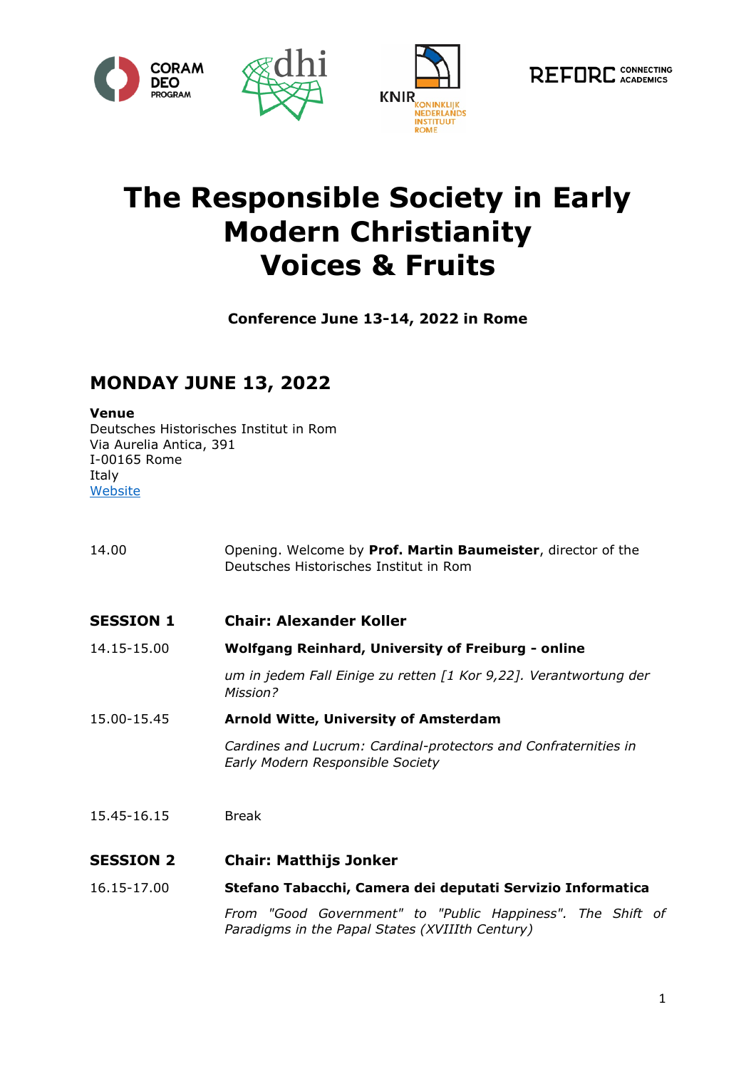# The Responsible Society in Early Modern Christianity Voices & Fruits

**Conference June 13-14, 2022 in Rome**

## MONDAY JUNE 13, 2022

**Venue**
Deutsches Historisches Institut in Rom
Via Aurelia Antica, 391
I-00165 Rome
Italy
Website

| | |
|---|---|
| 14.00 | Opening. Welcome by **Prof. Martin Baumeister**, director of the Deutsches Historisches Institut in Rom |
| **SESSION 1** | **Chair: Alexander Koller** |
| 14.15-15.00 | **Wolfgang Reinhard, University of Freiburg - online** |
| | *um in jedem Fall Einige zu retten [1 Kor 9,22]. Verantwortung der Mission?* |
| 15.00-15.45 | **Arnold Witte, University of Amsterdam** |
| | *Cardines and Lucrum: Cardinal-protectors and Confraternities in Early Modern Responsible Society* |
| 15.45-16.15 | Break |
| **SESSION 2** | **Chair: Matthijs Jonker** |
| 16.15-17.00 | **Stefano Tabacchi, Camera dei deputati Servizio Informatica** |
| | *From "Good Government" to "Public Happiness". The Shift of Paradigms in the Papal States (XVIIIth Century)* |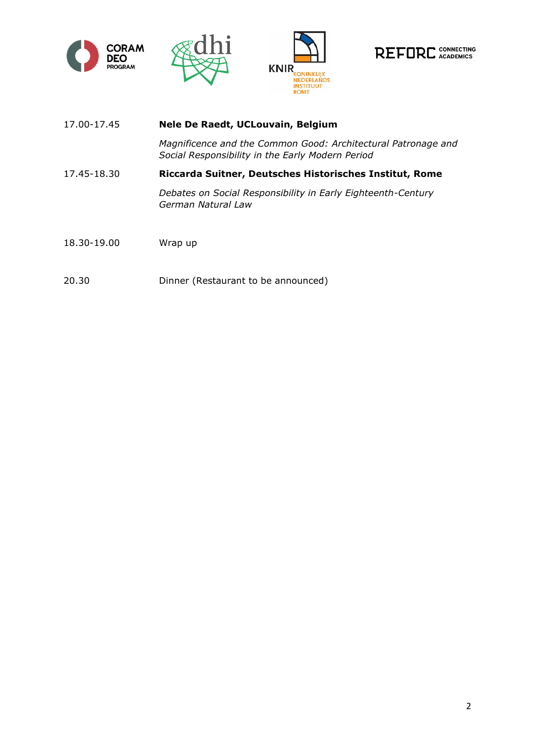| | |
|---|---|
| 17.00-17.45 | **Nele De Raedt, UCLouvain, Belgium** |
| | *Magnificence and the Common Good: Architectural Patronage and Social Responsibility in the Early Modern Period* |
| 17.45-18.30 | **Riccarda Suitner, Deutsches Historisches Institut, Rome** |
| | *Debates on Social Responsibility in Early Eighteenth-Century German Natural Law* |
| 18.30-19.00 | Wrap up |
| 20.30 | Dinner (Restaurant to be announced) |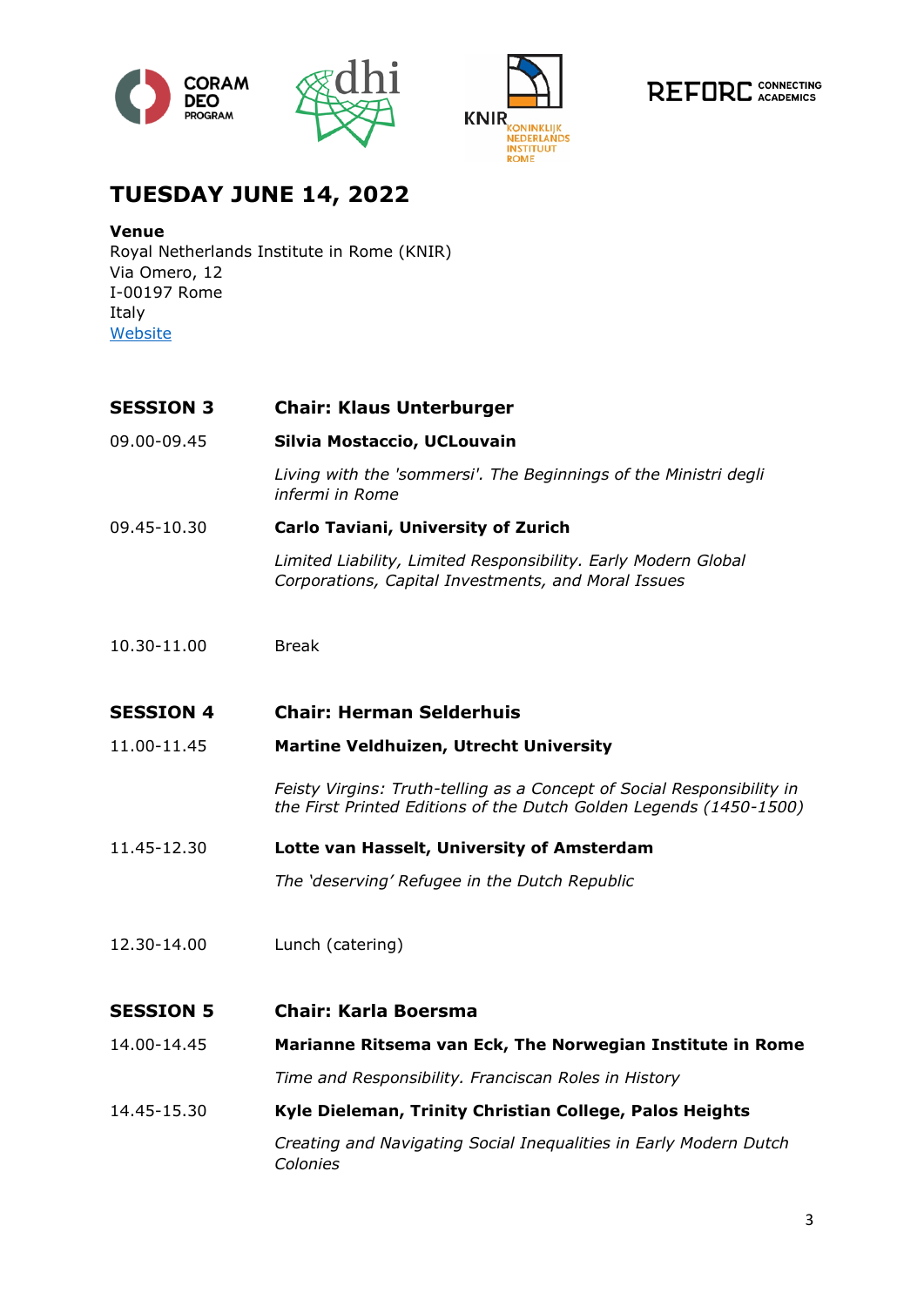# TUESDAY JUNE 14, 2022

**Venue**
Royal Netherlands Institute in Rome (KNIR)
Via Omero, 12
I-00197 Rome
Italy
Website

| | |
|---|---|
| **SESSION 3** | **Chair: Klaus Unterburger** |
| 09.00-09.45 | **Silvia Mostaccio, UCLouvain** |
| | *Living with the 'sommersi'. The Beginnings of the Ministri degli infermi in Rome* |
| 09.45-10.30 | **Carlo Taviani, University of Zurich** |
| | *Limited Liability, Limited Responsibility. Early Modern Global Corporations, Capital Investments, and Moral Issues* |
| 10.30-11.00 | Break |
| **SESSION 4** | **Chair: Herman Selderhuis** |
| 11.00-11.45 | **Martine Veldhuizen, Utrecht University** |
| | *Feisty Virgins: Truth-telling as a Concept of Social Responsibility in the First Printed Editions of the Dutch Golden Legends (1450-1500)* |
| 11.45-12.30 | **Lotte van Hasselt, University of Amsterdam** |
| | *The 'deserving' Refugee in the Dutch Republic* |
| 12.30-14.00 | Lunch (catering) |
| **SESSION 5** | **Chair: Karla Boersma** |
| 14.00-14.45 | **Marianne Ritsema van Eck, The Norwegian Institute in Rome** |
| | *Time and Responsibility. Franciscan Roles in History* |
| 14.45-15.30 | **Kyle Dieleman, Trinity Christian College, Palos Heights** |
| | *Creating and Navigating Social Inequalities in Early Modern Dutch Colonies* |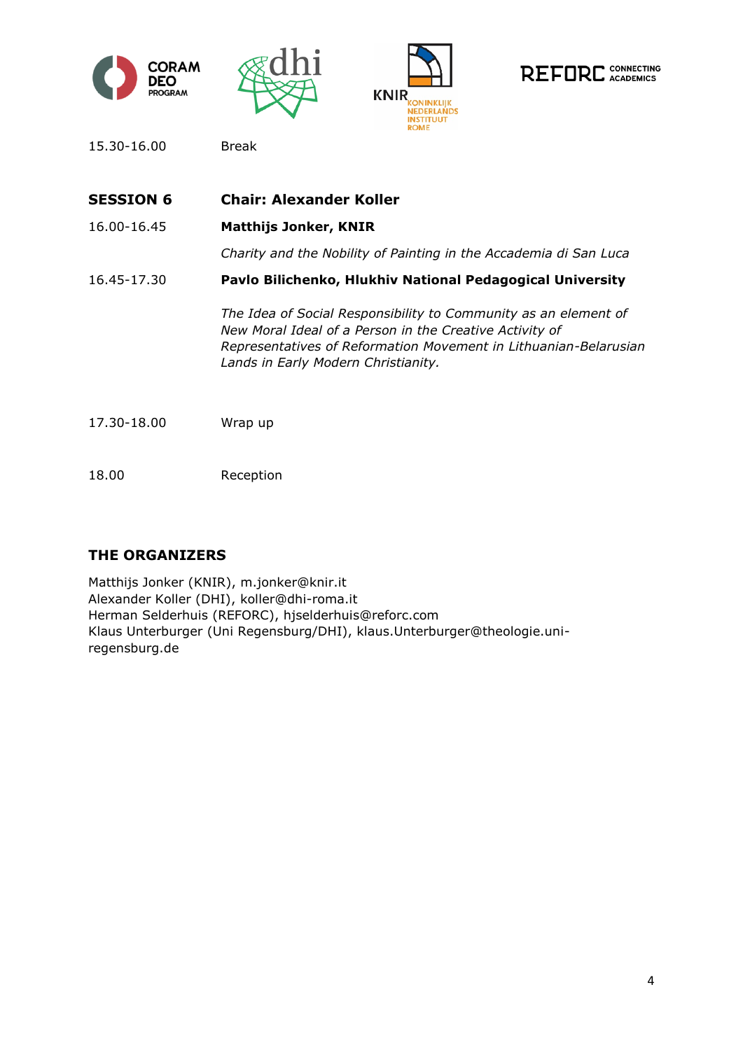| | |
|---|---|
| 15.30-16.00 | Break |
| **SESSION 6** | **Chair: Alexander Koller** |
| 16.00-16.45 | **Matthijs Jonker, KNIR** |
| | *Charity and the Nobility of Painting in the Accademia di San Luca* |
| 16.45-17.30 | **Pavlo Bilichenko, Hlukhiv National Pedagogical University** |
| | *The Idea of Social Responsibility to Community as an element of New Moral Ideal of a Person in the Creative Activity of Representatives of Reformation Movement in Lithuanian-Belarusian Lands in Early Modern Christianity.* |
| 17.30-18.00 | Wrap up |
| 18.00 | Reception |

## THE ORGANIZERS

Matthijs Jonker (KNIR), m.jonker@knir.it
Alexander Koller (DHI), koller@dhi-roma.it
Herman Selderhuis (REFORC), hjselderhuis@reforc.com
Klaus Unterburger (Uni Regensburg/DHI), klaus.Unterburger@theologie.uni-regensburg.de